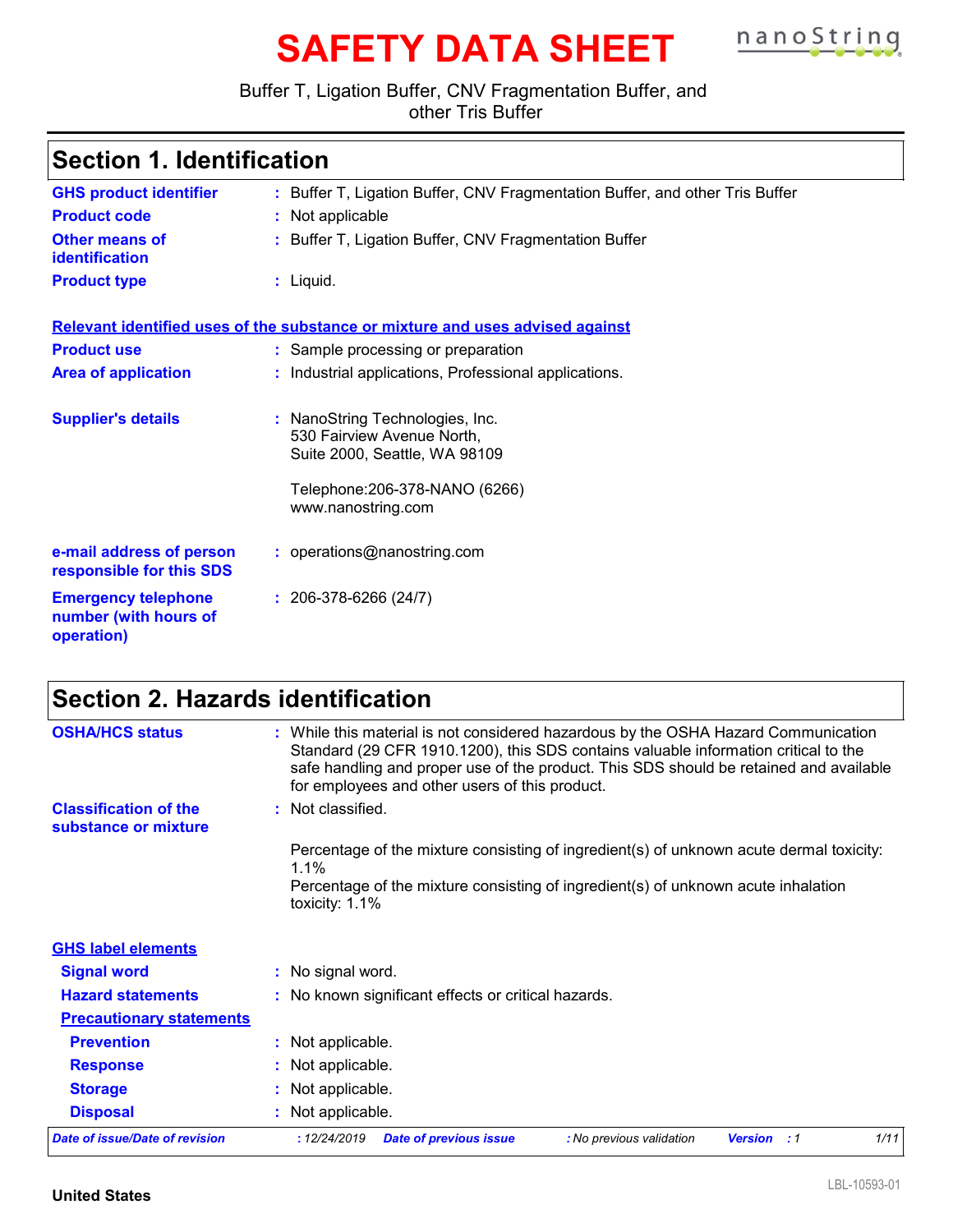# SAFETY DATA SHEET

Buffer T, Ligation Buffer, CNV Fragmentation Buffer, and other Tris Buffer

## Section 1. Identification

**GHS product identifier** : Buffer T, Ligation Buffer, CNV Fragmentation Buffer, and other Tris Buffer

**Product code** : Not applicable

**Other means of identification** : Buffer T, Ligation Buffer, CNV Fragmentation Buffer

**Product type** : Liquid.

**Relevant identified uses of the substance or mixture and uses advised against**

**Product use** : Sample processing or preparation

**Area of application** : Industrial applications, Professional applications.

**Supplier's details** : NanoString Technologies, Inc.
530 Fairview Avenue North,
Suite 2000, Seattle, WA 98109

Telephone:206-378-NANO (6266)
www.nanostring.com

**e-mail address of person responsible for this SDS** : operations@nanostring.com

**Emergency telephone number (with hours of operation)** : 206-378-6266 (24/7)

## Section 2. Hazards identification

**OSHA/HCS status** : While this material is not considered hazardous by the OSHA Hazard Communication Standard (29 CFR 1910.1200), this SDS contains valuable information critical to the safe handling and proper use of the product. This SDS should be retained and available for employees and other users of this product.

**Classification of the substance or mixture** : Not classified.

Percentage of the mixture consisting of ingredient(s) of unknown acute dermal toxicity: 1.1%
Percentage of the mixture consisting of ingredient(s) of unknown acute inhalation toxicity: 1.1%

**GHS label elements**

**Signal word** : No signal word.

**Hazard statements** : No known significant effects or critical hazards.

**Precautionary statements**

**Prevention** : Not applicable.

**Response** : Not applicable.

**Storage** : Not applicable.

**Disposal** : Not applicable.

*Date of issue/Date of revision* : 12/24/2019 *Date of previous issue* : No previous validation *Version* : 1

United States

LBL-10593-01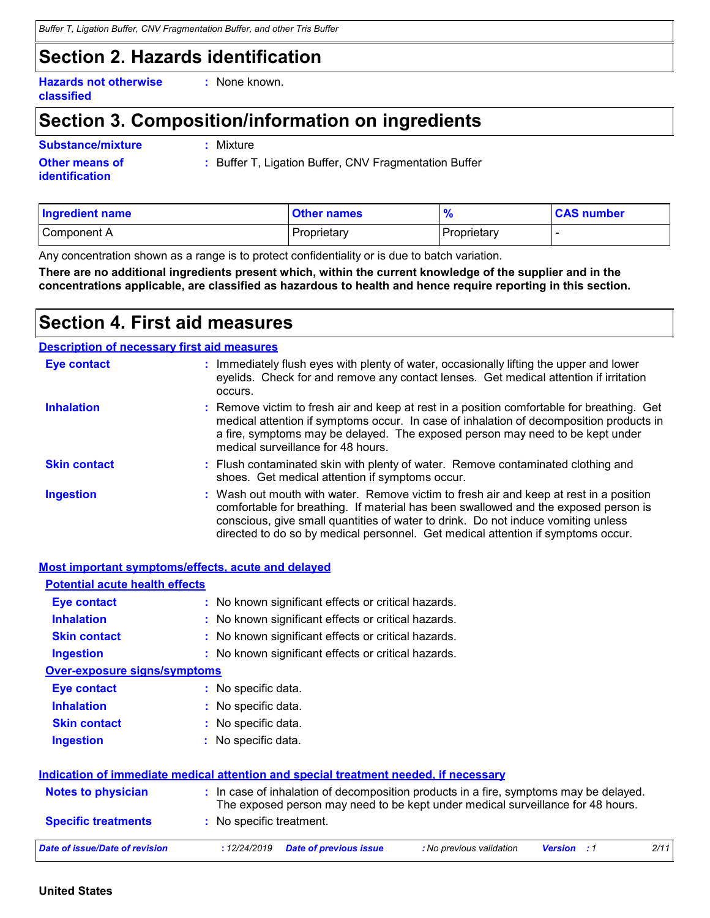## Section 2. Hazards identification

**Hazards not otherwise classified** : None known.

## Section 3. Composition/information on ingredients

**Substance/mixture** : Mixture

**Other means of identification** : Buffer T, Ligation Buffer, CNV Fragmentation Buffer

| Ingredient name | Other names | % | CAS number |
| --- | --- | --- | --- |
| Component A | Proprietary | Proprietary | - |

Any concentration shown as a range is to protect confidentiality or is due to batch variation.

**There are no additional ingredients present which, within the current knowledge of the supplier and in the concentrations applicable, are classified as hazardous to health and hence require reporting in this section.**

## Section 4. First aid measures

### Description of necessary first aid measures

**Eye contact** : Immediately flush eyes with plenty of water, occasionally lifting the upper and lower eyelids. Check for and remove any contact lenses. Get medical attention if irritation occurs.

**Inhalation** : Remove victim to fresh air and keep at rest in a position comfortable for breathing. Get medical attention if symptoms occur. In case of inhalation of decomposition products in a fire, symptoms may be delayed. The exposed person may need to be kept under medical surveillance for 48 hours.

**Skin contact** : Flush contaminated skin with plenty of water. Remove contaminated clothing and shoes. Get medical attention if symptoms occur.

**Ingestion** : Wash out mouth with water. Remove victim to fresh air and keep at rest in a position comfortable for breathing. If material has been swallowed and the exposed person is conscious, give small quantities of water to drink. Do not induce vomiting unless directed to do so by medical personnel. Get medical attention if symptoms occur.

### Most important symptoms/effects, acute and delayed

#### Potential acute health effects

**Eye contact** : No known significant effects or critical hazards.

**Inhalation** : No known significant effects or critical hazards.

**Skin contact** : No known significant effects or critical hazards.

**Ingestion** : No known significant effects or critical hazards.

#### Over-exposure signs/symptoms

**Eye contact** : No specific data.

**Inhalation** : No specific data.

**Skin contact** : No specific data.

**Ingestion** : No specific data.

### Indication of immediate medical attention and special treatment needed, if necessary

**Notes to physician** : In case of inhalation of decomposition products in a fire, symptoms may be delayed. The exposed person may need to be kept under medical surveillance for 48 hours.

**Specific treatments** : No specific treatment.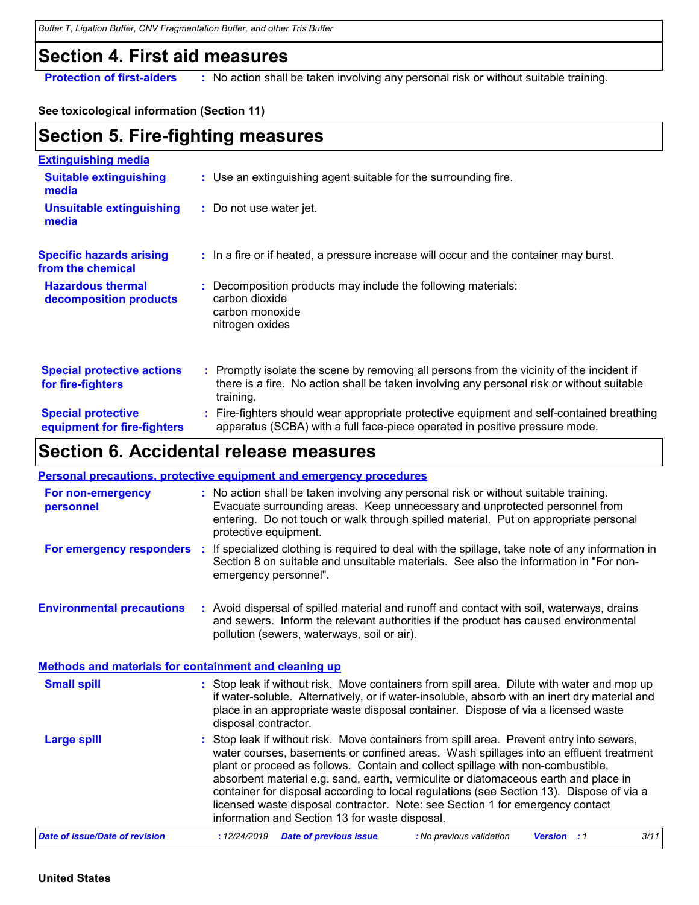# Section 4. First aid measures

**Protection of first-aiders** : No action shall be taken involving any personal risk or without suitable training.

**See toxicological information (Section 11)**

# Section 5. Fire-fighting measures

**Extinguishing media**

**Suitable extinguishing media** : Use an extinguishing agent suitable for the surrounding fire.

**Unsuitable extinguishing media** : Do not use water jet.

**Specific hazards arising from the chemical** : In a fire or if heated, a pressure increase will occur and the container may burst.

**Hazardous thermal decomposition products** : Decomposition products may include the following materials:
carbon dioxide
carbon monoxide
nitrogen oxides

**Special protective actions for fire-fighters** : Promptly isolate the scene by removing all persons from the vicinity of the incident if there is a fire. No action shall be taken involving any personal risk or without suitable training.

**Special protective equipment for fire-fighters** : Fire-fighters should wear appropriate protective equipment and self-contained breathing apparatus (SCBA) with a full face-piece operated in positive pressure mode.

# Section 6. Accidental release measures

**Personal precautions, protective equipment and emergency procedures**

**For non-emergency personnel** : No action shall be taken involving any personal risk or without suitable training. Evacuate surrounding areas. Keep unnecessary and unprotected personnel from entering. Do not touch or walk through spilled material. Put on appropriate personal protective equipment.

**For emergency responders** : If specialized clothing is required to deal with the spillage, take note of any information in Section 8 on suitable and unsuitable materials. See also the information in "For non-emergency personnel".

**Environmental precautions** : Avoid dispersal of spilled material and runoff and contact with soil, waterways, drains and sewers. Inform the relevant authorities if the product has caused environmental pollution (sewers, waterways, soil or air).

**Methods and materials for containment and cleaning up**

**Small spill** : Stop leak if without risk. Move containers from spill area. Dilute with water and mop up if water-soluble. Alternatively, or if water-insoluble, absorb with an inert dry material and place in an appropriate waste disposal container. Dispose of via a licensed waste disposal contractor.

**Large spill** : Stop leak if without risk. Move containers from spill area. Prevent entry into sewers, water courses, basements or confined areas. Wash spillages into an effluent treatment plant or proceed as follows. Contain and collect spillage with non-combustible, absorbent material e.g. sand, earth, vermiculite or diatomaceous earth and place in container for disposal according to local regulations (see Section 13). Dispose of via a licensed waste disposal contractor. Note: see Section 1 for emergency contact information and Section 13 for waste disposal.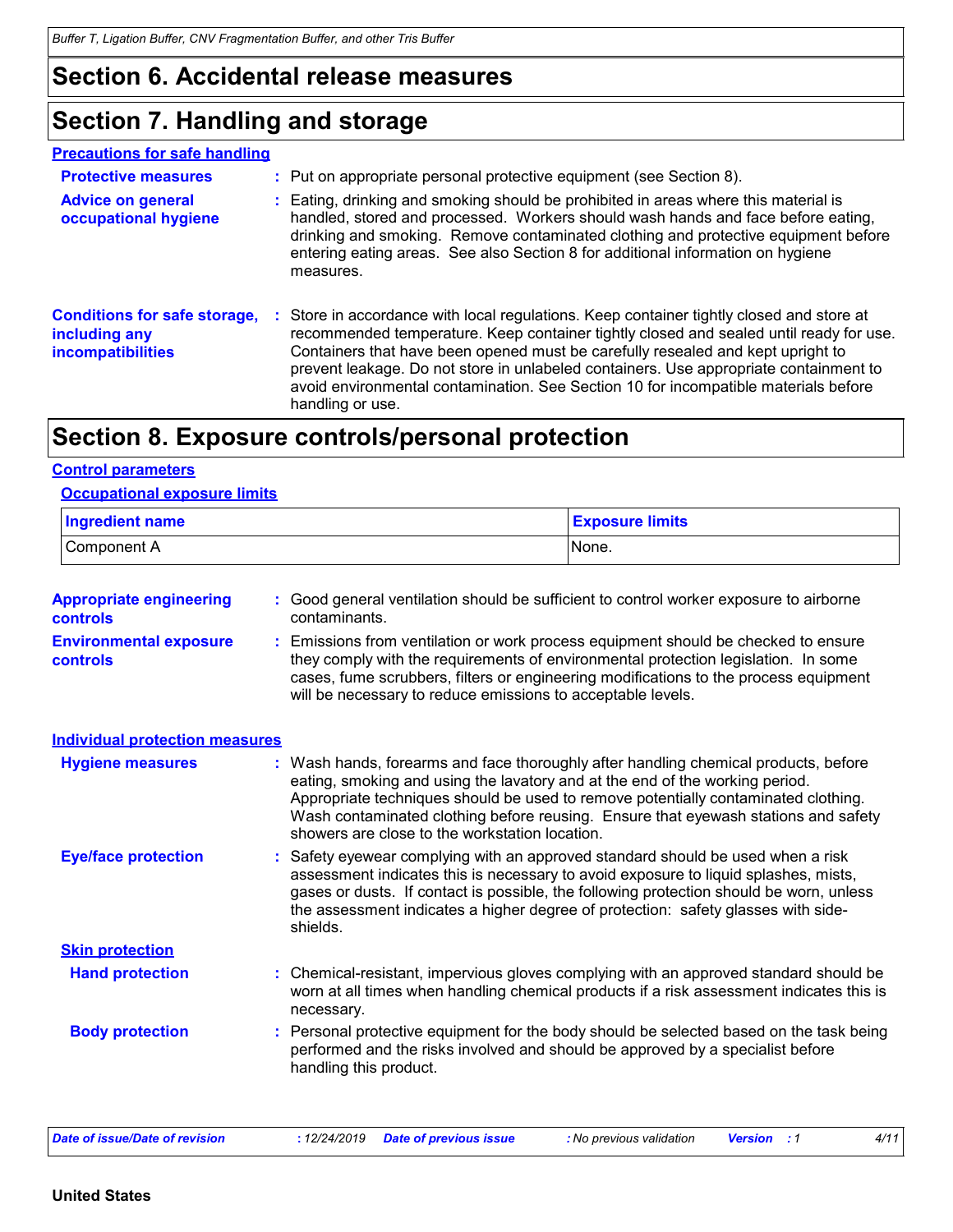## Section 6. Accidental release measures

## Section 7. Handling and storage

### Precautions for safe handling

**Protective measures** : Put on appropriate personal protective equipment (see Section 8).

**Advice on general occupational hygiene** : Eating, drinking and smoking should be prohibited in areas where this material is handled, stored and processed. Workers should wash hands and face before eating, drinking and smoking. Remove contaminated clothing and protective equipment before entering eating areas. See also Section 8 for additional information on hygiene measures.

**Conditions for safe storage, including any incompatibilities** : Store in accordance with local regulations. Keep container tightly closed and store at recommended temperature. Keep container tightly closed and sealed until ready for use. Containers that have been opened must be carefully resealed and kept upright to prevent leakage. Do not store in unlabeled containers. Use appropriate containment to avoid environmental contamination. See Section 10 for incompatible materials before handling or use.

## Section 8. Exposure controls/personal protection

### Control parameters

#### Occupational exposure limits

| Ingredient name | Exposure limits |
| --- | --- |
| Component A | None. |

**Appropriate engineering controls** : Good general ventilation should be sufficient to control worker exposure to airborne contaminants.

**Environmental exposure controls** : Emissions from ventilation or work process equipment should be checked to ensure they comply with the requirements of environmental protection legislation. In some cases, fume scrubbers, filters or engineering modifications to the process equipment will be necessary to reduce emissions to acceptable levels.

### Individual protection measures

**Hygiene measures** : Wash hands, forearms and face thoroughly after handling chemical products, before eating, smoking and using the lavatory and at the end of the working period. Appropriate techniques should be used to remove potentially contaminated clothing. Wash contaminated clothing before reusing. Ensure that eyewash stations and safety showers are close to the workstation location.

**Eye/face protection** : Safety eyewear complying with an approved standard should be used when a risk assessment indicates this is necessary to avoid exposure to liquid splashes, mists, gases or dusts. If contact is possible, the following protection should be worn, unless the assessment indicates a higher degree of protection: safety glasses with side-shields.

#### Skin protection

**Hand protection** : Chemical-resistant, impervious gloves complying with an approved standard should be worn at all times when handling chemical products if a risk assessment indicates this is necessary.

**Body protection** : Personal protective equipment for the body should be selected based on the task being performed and the risks involved and should be approved by a specialist before handling this product.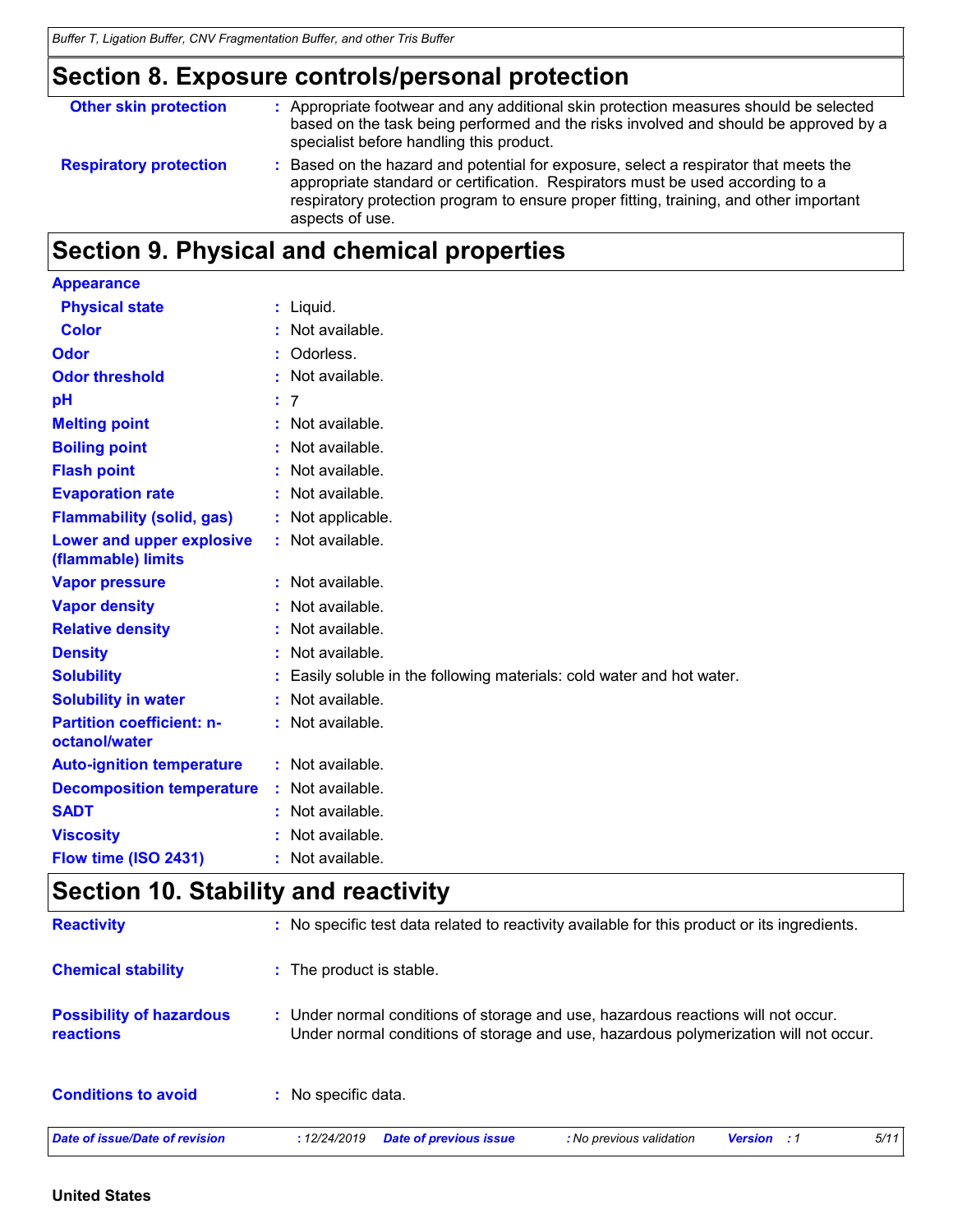## Section 8. Exposure controls/personal protection

| | | |
|---|---|---|
| **Other skin protection** | : | Appropriate footwear and any additional skin protection measures should be selected based on the task being performed and the risks involved and should be approved by a specialist before handling this product. |
| **Respiratory protection** | : | Based on the hazard and potential for exposure, select a respirator that meets the appropriate standard or certification. Respirators must be used according to a respiratory protection program to ensure proper fitting, training, and other important aspects of use. |

## Section 9. Physical and chemical properties

**Appearance**

| | | |
|---|---|---|
| **Physical state** | : | Liquid. |
| **Color** | : | Not available. |
| **Odor** | : | Odorless. |
| **Odor threshold** | : | Not available. |
| **pH** | : | 7 |
| **Melting point** | : | Not available. |
| **Boiling point** | : | Not available. |
| **Flash point** | : | Not available. |
| **Evaporation rate** | : | Not available. |
| **Flammability (solid, gas)** | : | Not applicable. |
| **Lower and upper explosive (flammable) limits** | : | Not available. |
| **Vapor pressure** | : | Not available. |
| **Vapor density** | : | Not available. |
| **Relative density** | : | Not available. |
| **Density** | : | Not available. |
| **Solubility** | : | Easily soluble in the following materials: cold water and hot water. |
| **Solubility in water** | : | Not available. |
| **Partition coefficient: n-octanol/water** | : | Not available. |
| **Auto-ignition temperature** | : | Not available. |
| **Decomposition temperature** | : | Not available. |
| **SADT** | : | Not available. |
| **Viscosity** | : | Not available. |
| **Flow time (ISO 2431)** | : | Not available. |

## Section 10. Stability and reactivity

| | | |
|---|---|---|
| **Reactivity** | : | No specific test data related to reactivity available for this product or its ingredients. |
| **Chemical stability** | : | The product is stable. |
| **Possibility of hazardous reactions** | : | Under normal conditions of storage and use, hazardous reactions will not occur. Under normal conditions of storage and use, hazardous polymerization will not occur. |
| **Conditions to avoid** | : | No specific data. |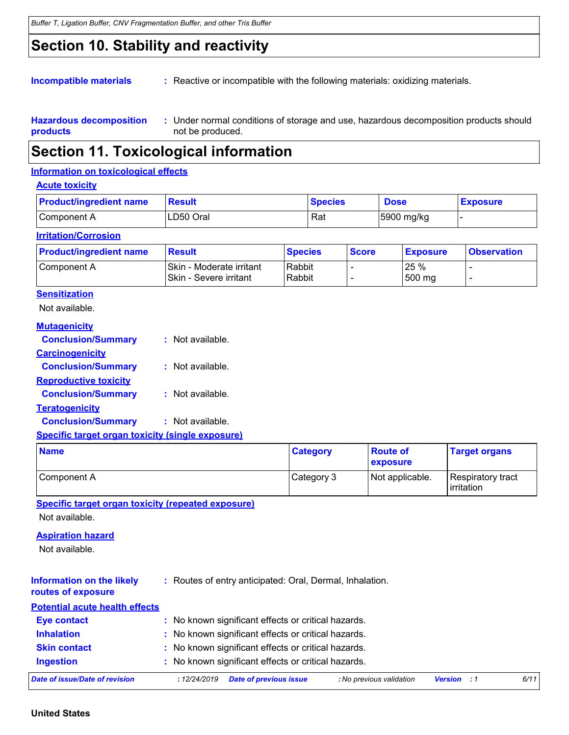# Section 10. Stability and reactivity

**Incompatible materials** : Reactive or incompatible with the following materials: oxidizing materials.

**Hazardous decomposition products** : Under normal conditions of storage and use, hazardous decomposition products should not be produced.

# Section 11. Toxicological information

## Information on toxicological effects

### Acute toxicity

| Product/ingredient name | Result | Species | Dose | Exposure |
|---|---|---|---|---|
| Component A | LD50 Oral | Rat | 5900 mg/kg | - |

### Irritation/Corrosion

| Product/ingredient name | Result | Species | Score | Exposure | Observation |
|---|---|---|---|---|---|
| Component A | Skin - Moderate irritant<br>Skin - Severe irritant | Rabbit<br>Rabbit | -<br>- | 25 %<br>500 mg | -<br>- |

### Sensitization

Not available.

### Mutagenicity

**Conclusion/Summary** : Not available.

### Carcinogenicity

**Conclusion/Summary** : Not available.

### Reproductive toxicity

**Conclusion/Summary** : Not available.

### Teratogenicity

**Conclusion/Summary** : Not available.

### Specific target organ toxicity (single exposure)

| Name | Category | Route of exposure | Target organs |
|---|---|---|---|
| Component A | Category 3 | Not applicable. | Respiratory tract irritation |

### Specific target organ toxicity (repeated exposure)

Not available.

### Aspiration hazard

Not available.

**Information on the likely routes of exposure** : Routes of entry anticipated: Oral, Dermal, Inhalation.

## Potential acute health effects

**Eye contact** : No known significant effects or critical hazards.

**Inhalation** : No known significant effects or critical hazards.

**Skin contact** : No known significant effects or critical hazards.

**Ingestion** : No known significant effects or critical hazards.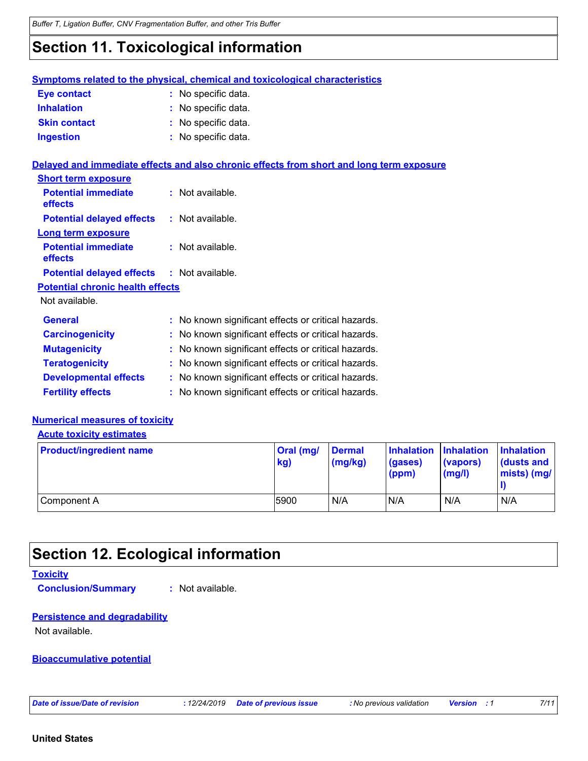# Section 11. Toxicological information

### Symptoms related to the physical, chemical and toxicological characteristics

**Eye contact** : No specific data.

**Inhalation** : No specific data.

**Skin contact** : No specific data.

**Ingestion** : No specific data.

### Delayed and immediate effects and also chronic effects from short and long term exposure

**Short term exposure**

**Potential immediate effects** : Not available.

**Potential delayed effects** : Not available.

**Long term exposure**

**Potential immediate effects** : Not available.

**Potential delayed effects** : Not available.

**Potential chronic health effects**

Not available.

**General** : No known significant effects or critical hazards.

**Carcinogenicity** : No known significant effects or critical hazards.

**Mutagenicity** : No known significant effects or critical hazards.

**Teratogenicity** : No known significant effects or critical hazards.

**Developmental effects** : No known significant effects or critical hazards.

**Fertility effects** : No known significant effects or critical hazards.

### Numerical measures of toxicity

**Acute toxicity estimates**

| Product/ingredient name | Oral (mg/kg) | Dermal (mg/kg) | Inhalation (gases) (ppm) | Inhalation (vapors) (mg/l) | Inhalation (dusts and mists) (mg/l) |
|---|---|---|---|---|---|
| Component A | 5900 | N/A | N/A | N/A | N/A |

# Section 12. Ecological information

### Toxicity

**Conclusion/Summary** : Not available.

### Persistence and degradability

Not available.

### Bioaccumulative potential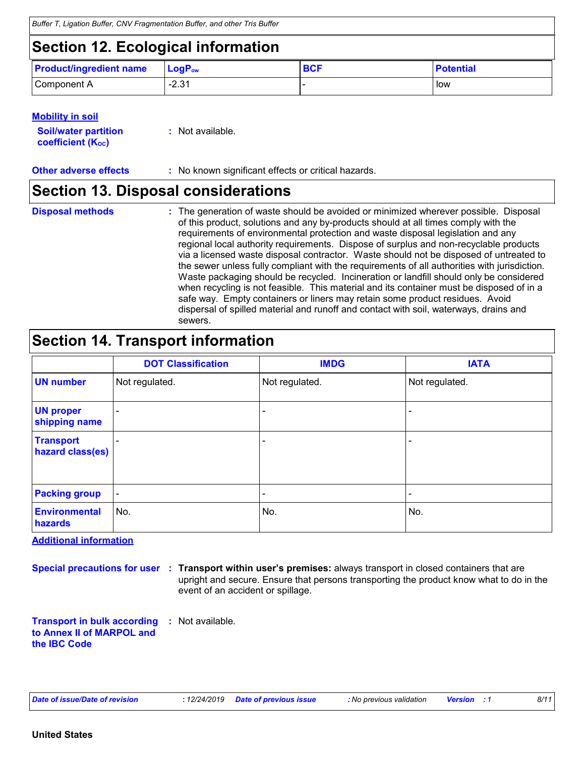## Section 12. Ecological information

| Product/ingredient name | $LogP_{ow}$ | BCF | Potential |
|---|---|---|---|
| Component A | -2.31 | - | low |

**Mobility in soil**

**Soil/water partition coefficient ($K_{OC}$)** : Not available.

**Other adverse effects** : No known significant effects or critical hazards.

## Section 13. Disposal considerations

**Disposal methods** : The generation of waste should be avoided or minimized wherever possible. Disposal of this product, solutions and any by-products should at all times comply with the requirements of environmental protection and waste disposal legislation and any regional local authority requirements. Dispose of surplus and non-recyclable products via a licensed waste disposal contractor. Waste should not be disposed of untreated to the sewer unless fully compliant with the requirements of all authorities with jurisdiction. Waste packaging should be recycled. Incineration or landfill should only be considered when recycling is not feasible. This material and its container must be disposed of in a safe way. Empty containers or liners may retain some product residues. Avoid dispersal of spilled material and runoff and contact with soil, waterways, drains and sewers.

## Section 14. Transport information

| | DOT Classification | IMDG | IATA |
|---|---|---|---|
| UN number | Not regulated. | Not regulated. | Not regulated. |
| UN proper shipping name | - | - | - |
| Transport hazard class(es) | - | - | - |
| Packing group | - | - | - |
| Environmental hazards | No. | No. | No. |

**Additional information**

**Special precautions for user** : **Transport within user's premises:** always transport in closed containers that are upright and secure. Ensure that persons transporting the product know what to do in the event of an accident or spillage.

**Transport in bulk according to Annex II of MARPOL and the IBC Code** : Not available.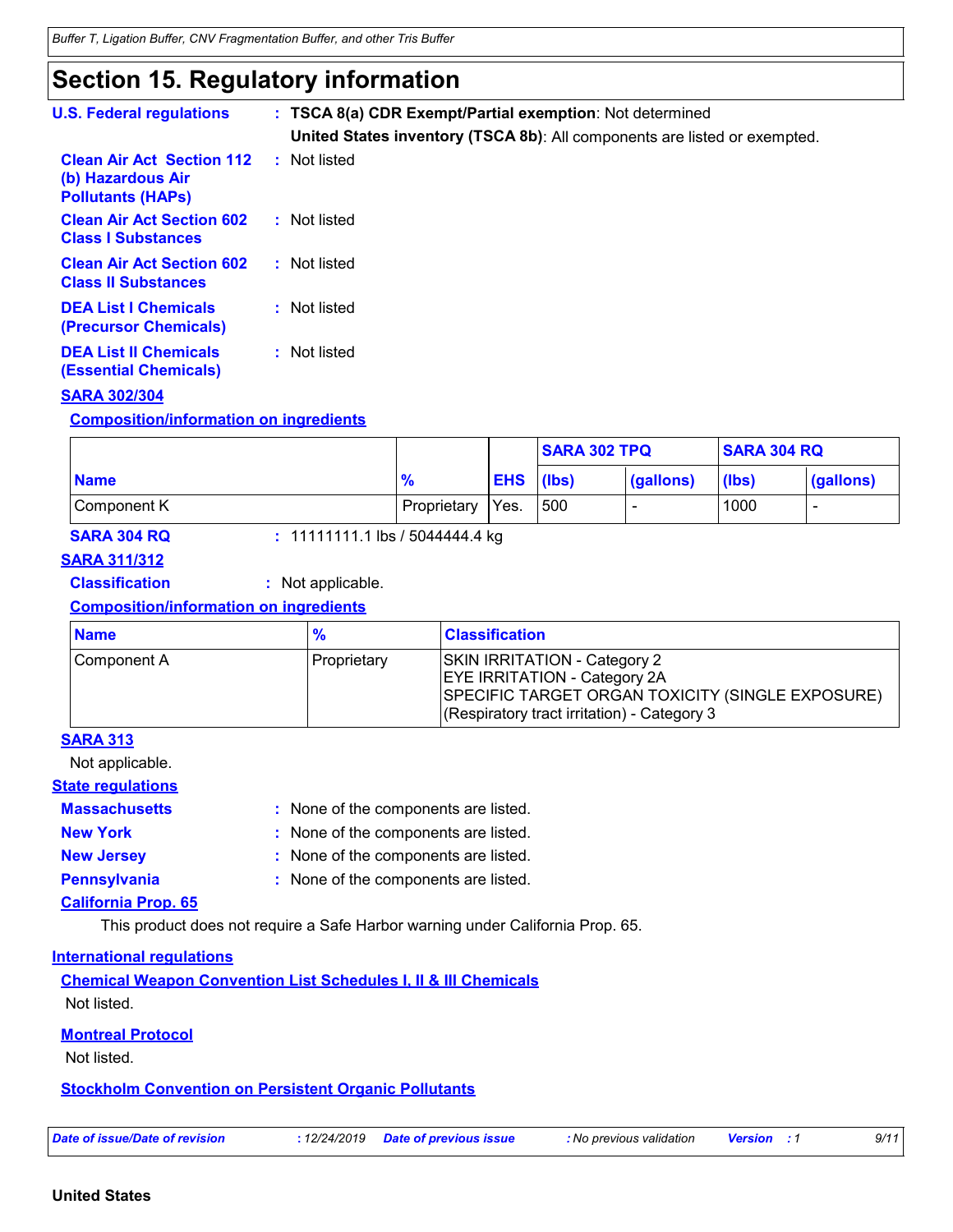## Section 15. Regulatory information

**U.S. Federal regulations** : **TSCA 8(a) CDR Exempt/Partial exemption**: Not determined

**United States inventory (TSCA 8b)**: All components are listed or exempted.

**Clean Air Act Section 112 (b) Hazardous Air Pollutants (HAPs)** : Not listed

**Clean Air Act Section 602 Class I Substances** : Not listed

**Clean Air Act Section 602 Class II Substances** : Not listed

**DEA List I Chemicals (Precursor Chemicals)** : Not listed

**DEA List II Chemicals (Essential Chemicals)** : Not listed

**SARA 302/304**

**Composition/information on ingredients**

| Name | % | EHS | SARA 302 TPQ | | SARA 304 RQ | |
|---|---|---|---|---|---|---|
| | | | (lbs) | (gallons) | (lbs) | (gallons) |
| Component K | Proprietary | Yes. | 500 | - | 1000 | - |

**SARA 304 RQ** : 11111111.1 lbs / 5044444.4 kg

**SARA 311/312**

**Classification** : Not applicable.

**Composition/information on ingredients**

| Name | % | Classification |
|---|---|---|
| Component A | Proprietary | SKIN IRRITATION - Category 2<br>EYE IRRITATION - Category 2A<br>SPECIFIC TARGET ORGAN TOXICITY (SINGLE EXPOSURE) (Respiratory tract irritation) - Category 3 |

**SARA 313**

Not applicable.

**State regulations**

**Massachusetts** : None of the components are listed.

**New York** : None of the components are listed.

**New Jersey** : None of the components are listed.

**Pennsylvania** : None of the components are listed.

**California Prop. 65**

This product does not require a Safe Harbor warning under California Prop. 65.

**International regulations**

**Chemical Weapon Convention List Schedules I, II & III Chemicals**

Not listed.

**Montreal Protocol**

Not listed.

**Stockholm Convention on Persistent Organic Pollutants**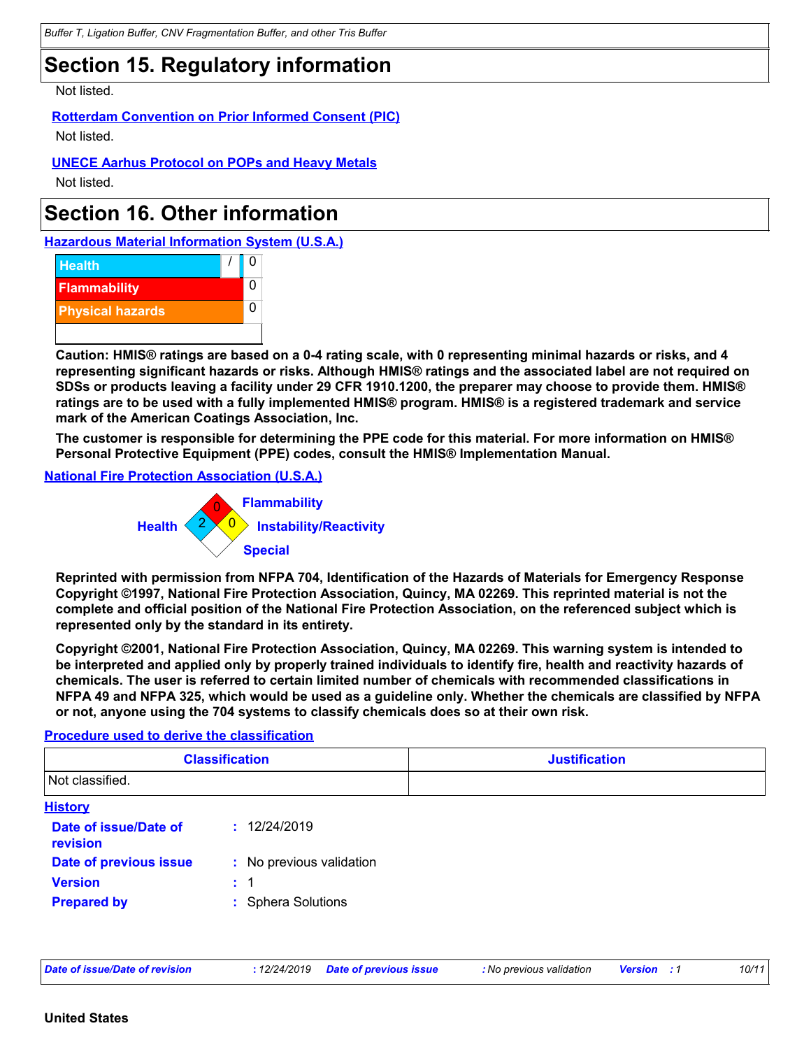## Section 15. Regulatory information

Not listed.

**Rotterdam Convention on Prior Informed Consent (PIC)**

Not listed.

**UNECE Aarhus Protocol on POPs and Heavy Metals**

Not listed.

## Section 16. Other information

**Hazardous Material Information System (U.S.A.)**

| | | |
|---|---|---|
| Health | / | 0 |
| Flammability | | 0 |
| Physical hazards | | 0 |

**Caution: HMIS® ratings are based on a 0-4 rating scale, with 0 representing minimal hazards or risks, and 4 representing significant hazards or risks. Although HMIS® ratings and the associated label are not required on SDSs or products leaving a facility under 29 CFR 1910.1200, the preparer may choose to provide them. HMIS® ratings are to be used with a fully implemented HMIS® program. HMIS® is a registered trademark and service mark of the American Coatings Association, Inc.**

**The customer is responsible for determining the PPE code for this material. For more information on HMIS® Personal Protective Equipment (PPE) codes, consult the HMIS® Implementation Manual.**

**National Fire Protection Association (U.S.A.)**

- Flammability: 0
- Health: 2
- Instability/Reactivity: 0
- Special:

**Reprinted with permission from NFPA 704, Identification of the Hazards of Materials for Emergency Response Copyright ©1997, National Fire Protection Association, Quincy, MA 02269. This reprinted material is not the complete and official position of the National Fire Protection Association, on the referenced subject which is represented only by the standard in its entirety.**

**Copyright ©2001, National Fire Protection Association, Quincy, MA 02269. This warning system is intended to be interpreted and applied only by properly trained individuals to identify fire, health and reactivity hazards of chemicals. The user is referred to certain limited number of chemicals with recommended classifications in NFPA 49 and NFPA 325, which would be used as a guideline only. Whether the chemicals are classified by NFPA or not, anyone using the 704 systems to classify chemicals does so at their own risk.**

**Procedure used to derive the classification**

| Classification | Justification |
|---|---|
| Not classified. | |

**History**

**Date of issue/Date of revision** : 12/24/2019

**Date of previous issue** : No previous validation

**Version** : 1

**Prepared by** : Sphera Solutions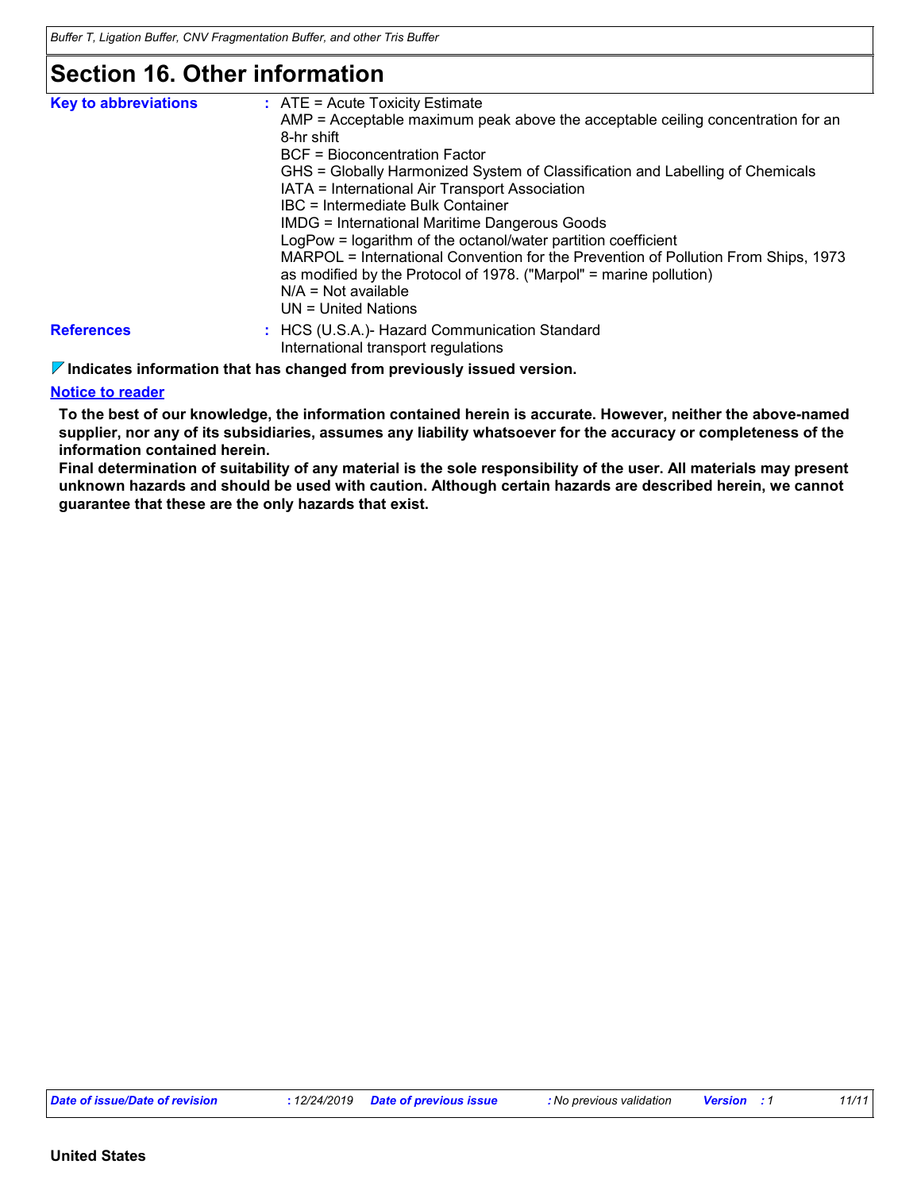## Section 16. Other information

**Key to abbreviations** : ATE = Acute Toxicity Estimate
AMP = Acceptable maximum peak above the acceptable ceiling concentration for an 8-hr shift
BCF = Bioconcentration Factor
GHS = Globally Harmonized System of Classification and Labelling of Chemicals
IATA = International Air Transport Association
IBC = Intermediate Bulk Container
IMDG = International Maritime Dangerous Goods
LogPow = logarithm of the octanol/water partition coefficient
MARPOL = International Convention for the Prevention of Pollution From Ships, 1973 as modified by the Protocol of 1978. ("Marpol" = marine pollution)
N/A = Not available
UN = United Nations

**References** : HCS (U.S.A.)- Hazard Communication Standard
International transport regulations

**Indicates information that has changed from previously issued version.**

**Notice to reader**

**To the best of our knowledge, the information contained herein is accurate. However, neither the above-named supplier, nor any of its subsidiaries, assumes any liability whatsoever for the accuracy or completeness of the information contained herein.**
**Final determination of suitability of any material is the sole responsibility of the user. All materials may present unknown hazards and should be used with caution. Although certain hazards are described herein, we cannot guarantee that these are the only hazards that exist.**